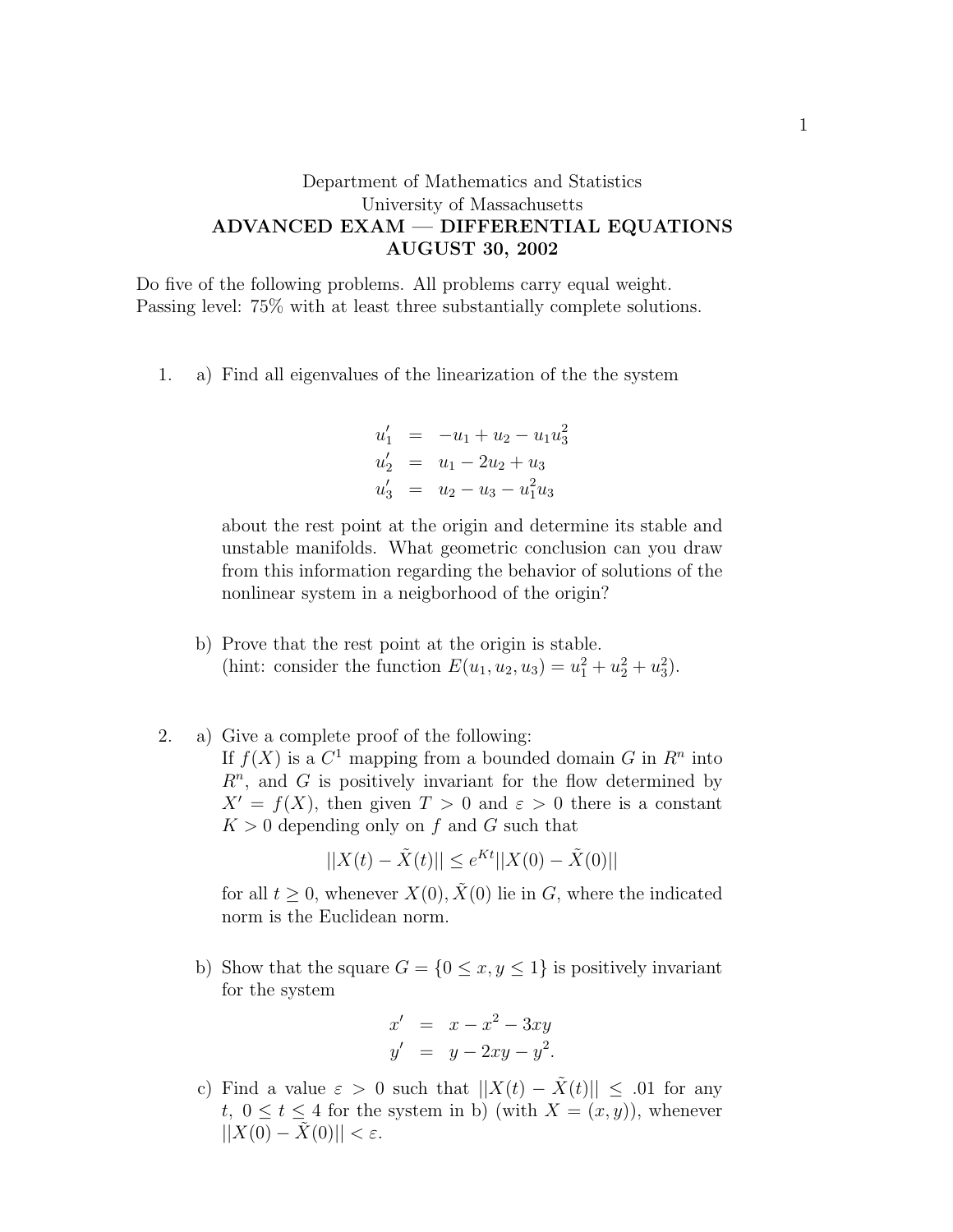Department of Mathematics and Statistics
University of Massachusetts

**ADVANCED EXAM — DIFFERENTIAL EQUATIONS**
**AUGUST 30, 2002**

Do five of the following problems. All problems carry equal weight.
Passing level: 75% with at least three substantially complete solutions.

1. a) Find all eigenvalues of the linearization of the the system

$$\begin{aligned} u_1' &= -u_1 + u_2 - u_1 u_3^2 \\ u_2' &= u_1 - 2u_2 + u_3 \\ u_3' &= u_2 - u_3 - u_1^2 u_3 \end{aligned}$$

   about the rest point at the origin and determine its stable and unstable manifolds. What geometric conclusion can you draw from this information regarding the behavior of solutions of the nonlinear system in a neigborhood of the origin?

   b) Prove that the rest point at the origin is stable.
   (hint: consider the function $E(u_1, u_2, u_3) = u_1^2 + u_2^2 + u_3^2$).

2. a) Give a complete proof of the following:
   If $f(X)$ is a $C^1$ mapping from a bounded domain $G$ in $R^n$ into $R^n$, and $G$ is positively invariant for the flow determined by $X' = f(X)$, then given $T > 0$ and $\varepsilon > 0$ there is a constant $K > 0$ depending only on $f$ and $G$ such that

$$||X(t) - \tilde{X}(t)|| \leq e^{Kt}||X(0) - \tilde{X}(0)||$$

   for all $t \geq 0$, whenever $X(0), \tilde{X}(0)$ lie in $G$, where the indicated norm is the Euclidean norm.

   b) Show that the square $G = \{0 \leq x, y \leq 1\}$ is positively invariant for the system

$$\begin{aligned} x' &= x - x^2 - 3xy \\ y' &= y - 2xy - y^2. \end{aligned}$$

   c) Find a value $\varepsilon > 0$ such that $||X(t) - \tilde{X}(t)|| \leq .01$ for any $t$, $0 \leq t \leq 4$ for the system in b) (with $X = (x, y)$), whenever $||X(0) - \tilde{X}(0)|| < \varepsilon$.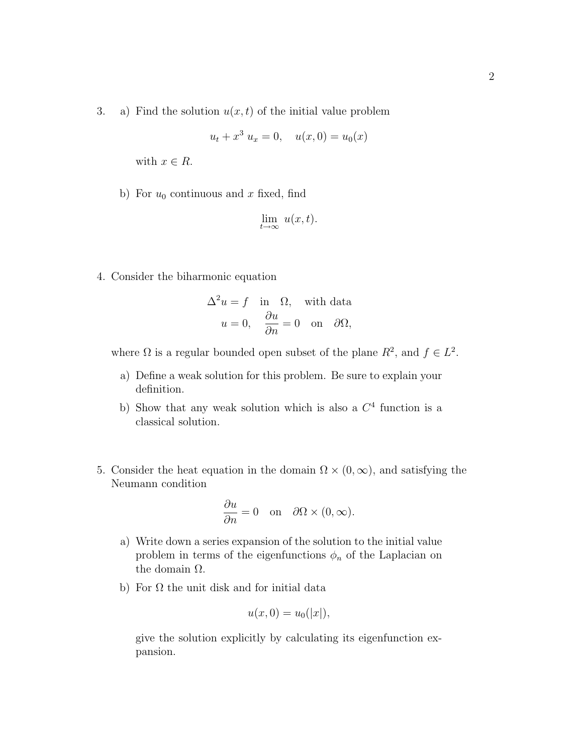3. a) Find the solution $u(x,t)$ of the initial value problem

$$u_t + x^3 \, u_x = 0, \quad u(x,0) = u_0(x)$$

with $x \in R$.

b) For $u_0$ continuous and $x$ fixed, find

$$\lim_{t \to \infty} u(x,t).$$

4. Consider the biharmonic equation

$$\Delta^2 u = f \quad \text{in} \quad \Omega, \quad \text{with data}$$
$$u = 0, \quad \frac{\partial u}{\partial n} = 0 \quad \text{on} \quad \partial\Omega,$$

where $\Omega$ is a regular bounded open subset of the plane $R^2$, and $f \in L^2$.

a) Define a weak solution for this problem. Be sure to explain your definition.

b) Show that any weak solution which is also a $C^4$ function is a classical solution.

5. Consider the heat equation in the domain $\Omega \times (0, \infty)$, and satisfying the Neumann condition

$$\frac{\partial u}{\partial n} = 0 \quad \text{on} \quad \partial\Omega \times (0, \infty).$$

a) Write down a series expansion of the solution to the initial value problem in terms of the eigenfunctions $\phi_n$ of the Laplacian on the domain $\Omega$.

b) For $\Omega$ the unit disk and for initial data

$$u(x,0) = u_0(|x|),$$

give the solution explicitly by calculating its eigenfunction expansion.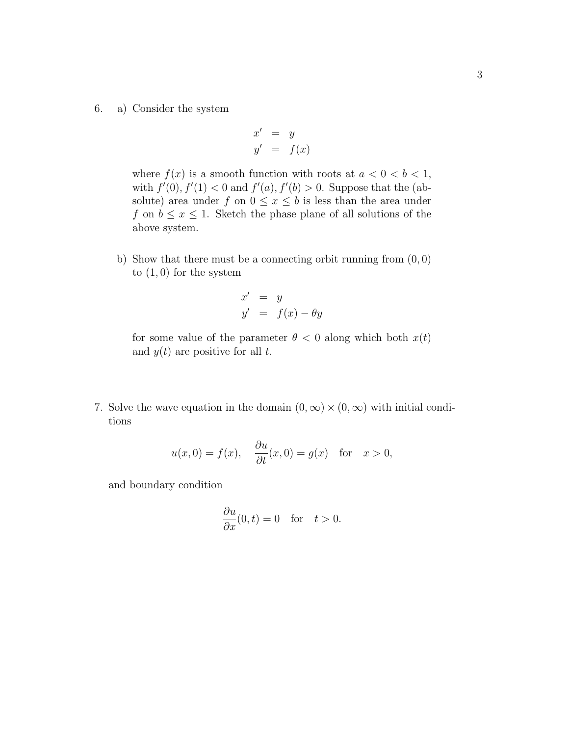6. a) Consider the system

$$
\begin{aligned}
x' &= y \\
y' &= f(x)
\end{aligned}
$$

where $f(x)$ is a smooth function with roots at $a < 0 < b < 1$, with $f'(0), f'(1) < 0$ and $f'(a), f'(b) > 0$. Suppose that the (absolute) area under $f$ on $0 \leq x \leq b$ is less than the area under $f$ on $b \leq x \leq 1$. Sketch the phase plane of all solutions of the above system.

b) Show that there must be a connecting orbit running from $(0, 0)$ to $(1, 0)$ for the system

$$
\begin{aligned}
x' &= y \\
y' &= f(x) - \theta y
\end{aligned}
$$

for some value of the parameter $\theta < 0$ along which both $x(t)$ and $y(t)$ are positive for all $t$.

7. Solve the wave equation in the domain $(0, \infty) \times (0, \infty)$ with initial conditions

$$
u(x, 0) = f(x), \quad \frac{\partial u}{\partial t}(x, 0) = g(x) \quad \text{for} \quad x > 0,
$$

and boundary condition

$$
\frac{\partial u}{\partial x}(0, t) = 0 \quad \text{for} \quad t > 0.
$$